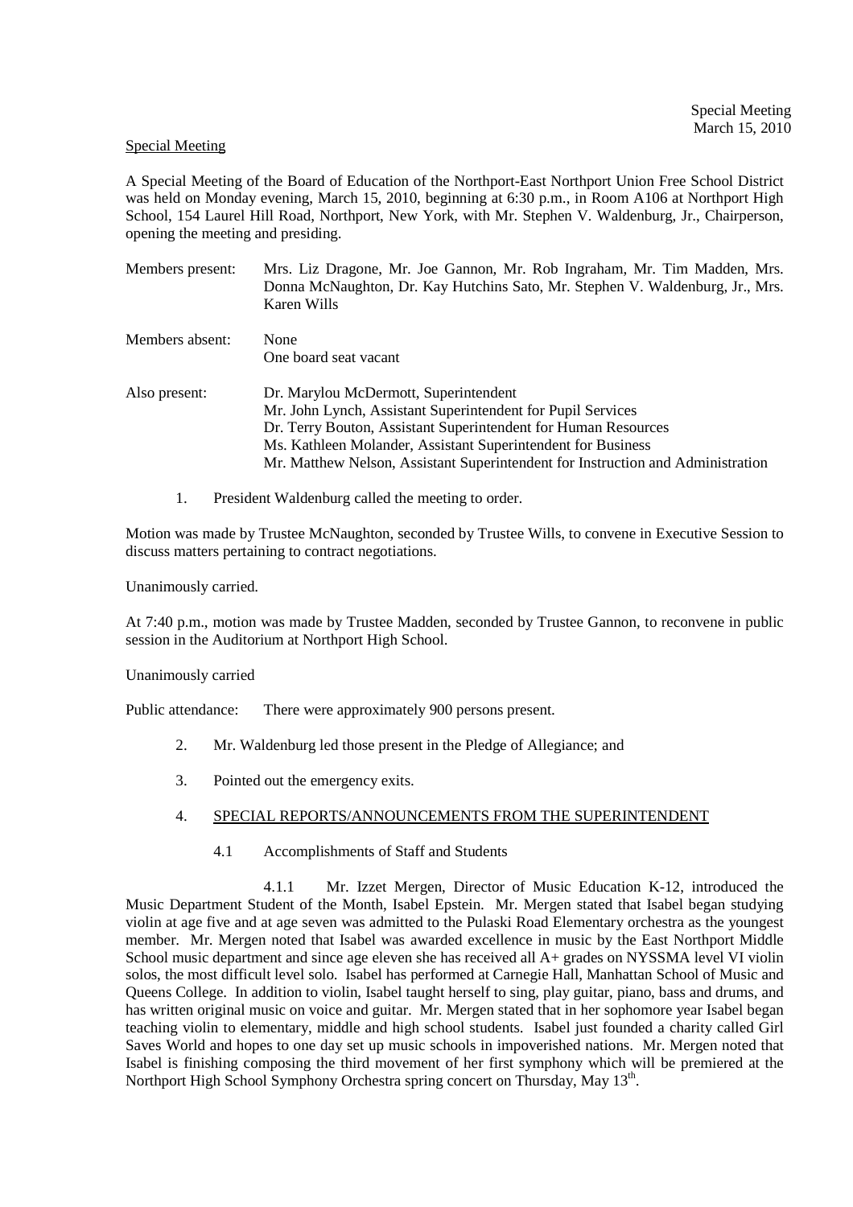Special Meeting
March 15, 2010

Special Meeting

A Special Meeting of the Board of Education of the Northport-East Northport Union Free School District was held on Monday evening, March 15, 2010, beginning at 6:30 p.m., in Room A106 at Northport High School, 154 Laurel Hill Road, Northport, New York, with Mr. Stephen V. Waldenburg, Jr., Chairperson, opening the meeting and presiding.

Members present: Mrs. Liz Dragone, Mr. Joe Gannon, Mr. Rob Ingraham, Mr. Tim Madden, Mrs. Donna McNaughton, Dr. Kay Hutchins Sato, Mr. Stephen V. Waldenburg, Jr., Mrs. Karen Wills

Members absent: None
One board seat vacant

Also present: Dr. Marylou McDermott, Superintendent
Mr. John Lynch, Assistant Superintendent for Pupil Services
Dr. Terry Bouton, Assistant Superintendent for Human Resources
Ms. Kathleen Molander, Assistant Superintendent for Business
Mr. Matthew Nelson, Assistant Superintendent for Instruction and Administration

1. President Waldenburg called the meeting to order.

Motion was made by Trustee McNaughton, seconded by Trustee Wills, to convene in Executive Session to discuss matters pertaining to contract negotiations.

Unanimously carried.

At 7:40 p.m., motion was made by Trustee Madden, seconded by Trustee Gannon, to reconvene in public session in the Auditorium at Northport High School.

Unanimously carried

Public attendance: There were approximately 900 persons present.

2. Mr. Waldenburg led those present in the Pledge of Allegiance; and

3. Pointed out the emergency exits.

4. SPECIAL REPORTS/ANNOUNCEMENTS FROM THE SUPERINTENDENT

4.1 Accomplishments of Staff and Students

4.1.1 Mr. Izzet Mergen, Director of Music Education K-12, introduced the Music Department Student of the Month, Isabel Epstein. Mr. Mergen stated that Isabel began studying violin at age five and at age seven was admitted to the Pulaski Road Elementary orchestra as the youngest member. Mr. Mergen noted that Isabel was awarded excellence in music by the East Northport Middle School music department and since age eleven she has received all A+ grades on NYSSMA level VI violin solos, the most difficult level solo. Isabel has performed at Carnegie Hall, Manhattan School of Music and Queens College. In addition to violin, Isabel taught herself to sing, play guitar, piano, bass and drums, and has written original music on voice and guitar. Mr. Mergen stated that in her sophomore year Isabel began teaching violin to elementary, middle and high school students. Isabel just founded a charity called Girl Saves World and hopes to one day set up music schools in impoverished nations. Mr. Mergen noted that Isabel is finishing composing the third movement of her first symphony which will be premiered at the Northport High School Symphony Orchestra spring concert on Thursday, May 13th.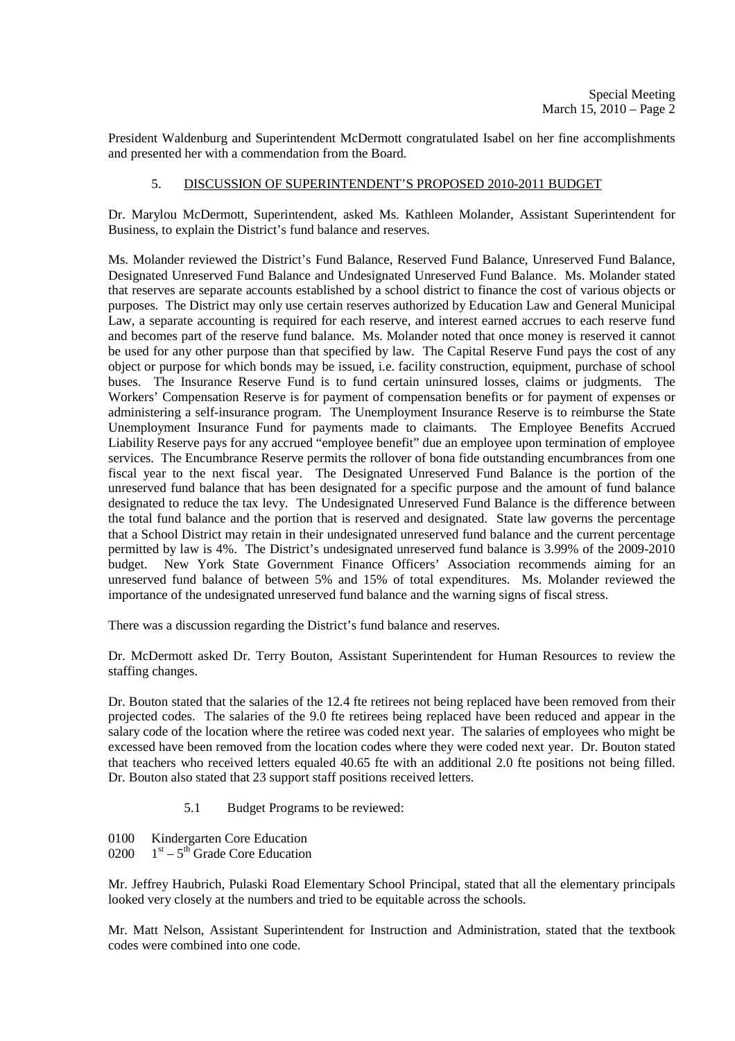President Waldenburg and Superintendent McDermott congratulated Isabel on her fine accomplishments and presented her with a commendation from the Board.

5. DISCUSSION OF SUPERINTENDENT'S PROPOSED 2010-2011 BUDGET

Dr. Marylou McDermott, Superintendent, asked Ms. Kathleen Molander, Assistant Superintendent for Business, to explain the District's fund balance and reserves.

Ms. Molander reviewed the District's Fund Balance, Reserved Fund Balance, Unreserved Fund Balance, Designated Unreserved Fund Balance and Undesignated Unreserved Fund Balance. Ms. Molander stated that reserves are separate accounts established by a school district to finance the cost of various objects or purposes. The District may only use certain reserves authorized by Education Law and General Municipal Law, a separate accounting is required for each reserve, and interest earned accrues to each reserve fund and becomes part of the reserve fund balance. Ms. Molander noted that once money is reserved it cannot be used for any other purpose than that specified by law. The Capital Reserve Fund pays the cost of any object or purpose for which bonds may be issued, i.e. facility construction, equipment, purchase of school buses. The Insurance Reserve Fund is to fund certain uninsured losses, claims or judgments. The Workers' Compensation Reserve is for payment of compensation benefits or for payment of expenses or administering a self-insurance program. The Unemployment Insurance Reserve is to reimburse the State Unemployment Insurance Fund for payments made to claimants. The Employee Benefits Accrued Liability Reserve pays for any accrued "employee benefit" due an employee upon termination of employee services. The Encumbrance Reserve permits the rollover of bona fide outstanding encumbrances from one fiscal year to the next fiscal year. The Designated Unreserved Fund Balance is the portion of the unreserved fund balance that has been designated for a specific purpose and the amount of fund balance designated to reduce the tax levy. The Undesignated Unreserved Fund Balance is the difference between the total fund balance and the portion that is reserved and designated. State law governs the percentage that a School District may retain in their undesignated unreserved fund balance and the current percentage permitted by law is 4%. The District's undesignated unreserved fund balance is 3.99% of the 2009-2010 budget. New York State Government Finance Officers' Association recommends aiming for an unreserved fund balance of between 5% and 15% of total expenditures. Ms. Molander reviewed the importance of the undesignated unreserved fund balance and the warning signs of fiscal stress.

There was a discussion regarding the District's fund balance and reserves.

Dr. McDermott asked Dr. Terry Bouton, Assistant Superintendent for Human Resources to review the staffing changes.

Dr. Bouton stated that the salaries of the 12.4 fte retirees not being replaced have been removed from their projected codes. The salaries of the 9.0 fte retirees being replaced have been reduced and appear in the salary code of the location where the retiree was coded next year. The salaries of employees who might be excessed have been removed from the location codes where they were coded next year. Dr. Bouton stated that teachers who received letters equaled 40.65 fte with an additional 2.0 fte positions not being filled. Dr. Bouton also stated that 23 support staff positions received letters.

5.1 Budget Programs to be reviewed:

0100 Kindergarten Core Education
0200 $1^{st}$ – $5^{th}$ Grade Core Education

Mr. Jeffrey Haubrich, Pulaski Road Elementary School Principal, stated that all the elementary principals looked very closely at the numbers and tried to be equitable across the schools.

Mr. Matt Nelson, Assistant Superintendent for Instruction and Administration, stated that the textbook codes were combined into one code.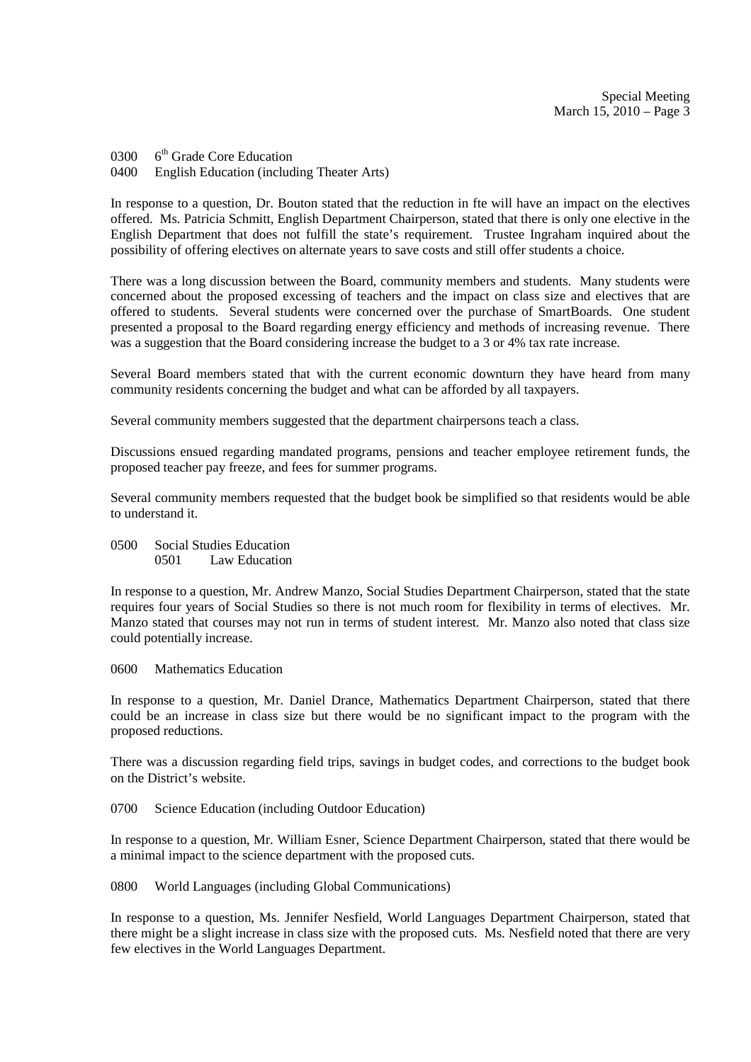0300 6th Grade Core Education
0400 English Education (including Theater Arts)

In response to a question, Dr. Bouton stated that the reduction in fte will have an impact on the electives offered. Ms. Patricia Schmitt, English Department Chairperson, stated that there is only one elective in the English Department that does not fulfill the state's requirement. Trustee Ingraham inquired about the possibility of offering electives on alternate years to save costs and still offer students a choice.

There was a long discussion between the Board, community members and students. Many students were concerned about the proposed excessing of teachers and the impact on class size and electives that are offered to students. Several students were concerned over the purchase of SmartBoards. One student presented a proposal to the Board regarding energy efficiency and methods of increasing revenue. There was a suggestion that the Board considering increase the budget to a 3 or 4% tax rate increase.

Several Board members stated that with the current economic downturn they have heard from many community residents concerning the budget and what can be afforded by all taxpayers.

Several community members suggested that the department chairpersons teach a class.

Discussions ensued regarding mandated programs, pensions and teacher employee retirement funds, the proposed teacher pay freeze, and fees for summer programs.

Several community members requested that the budget book be simplified so that residents would be able to understand it.

0500 Social Studies Education
  0501 Law Education

In response to a question, Mr. Andrew Manzo, Social Studies Department Chairperson, stated that the state requires four years of Social Studies so there is not much room for flexibility in terms of electives. Mr. Manzo stated that courses may not run in terms of student interest. Mr. Manzo also noted that class size could potentially increase.

0600 Mathematics Education

In response to a question, Mr. Daniel Drance, Mathematics Department Chairperson, stated that there could be an increase in class size but there would be no significant impact to the program with the proposed reductions.

There was a discussion regarding field trips, savings in budget codes, and corrections to the budget book on the District's website.

0700 Science Education (including Outdoor Education)

In response to a question, Mr. William Esner, Science Department Chairperson, stated that there would be a minimal impact to the science department with the proposed cuts.

0800 World Languages (including Global Communications)

In response to a question, Ms. Jennifer Nesfield, World Languages Department Chairperson, stated that there might be a slight increase in class size with the proposed cuts. Ms. Nesfield noted that there are very few electives in the World Languages Department.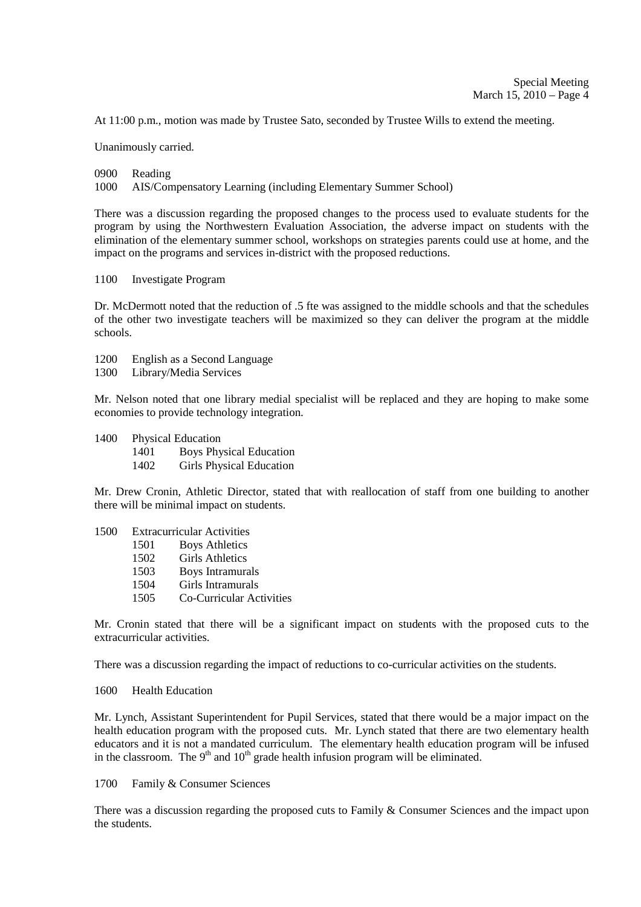At 11:00 p.m., motion was made by Trustee Sato, seconded by Trustee Wills to extend the meeting.

Unanimously carried.

0900 Reading
1000 AIS/Compensatory Learning (including Elementary Summer School)

There was a discussion regarding the proposed changes to the process used to evaluate students for the program by using the Northwestern Evaluation Association, the adverse impact on students with the elimination of the elementary summer school, workshops on strategies parents could use at home, and the impact on the programs and services in-district with the proposed reductions.

1100 Investigate Program

Dr. McDermott noted that the reduction of .5 fte was assigned to the middle schools and that the schedules of the other two investigate teachers will be maximized so they can deliver the program at the middle schools.

1200 English as a Second Language
1300 Library/Media Services

Mr. Nelson noted that one library medial specialist will be replaced and they are hoping to make some economies to provide technology integration.

1400 Physical Education
- 1401 Boys Physical Education
- 1402 Girls Physical Education

Mr. Drew Cronin, Athletic Director, stated that with reallocation of staff from one building to another there will be minimal impact on students.

1500 Extracurricular Activities
- 1501 Boys Athletics
- 1502 Girls Athletics
- 1503 Boys Intramurals
- 1504 Girls Intramurals
- 1505 Co-Curricular Activities

Mr. Cronin stated that there will be a significant impact on students with the proposed cuts to the extracurricular activities.

There was a discussion regarding the impact of reductions to co-curricular activities on the students.

1600 Health Education

Mr. Lynch, Assistant Superintendent for Pupil Services, stated that there would be a major impact on the health education program with the proposed cuts. Mr. Lynch stated that there are two elementary health educators and it is not a mandated curriculum. The elementary health education program will be infused in the classroom. The 9th and 10th grade health infusion program will be eliminated.

1700 Family & Consumer Sciences

There was a discussion regarding the proposed cuts to Family & Consumer Sciences and the impact upon the students.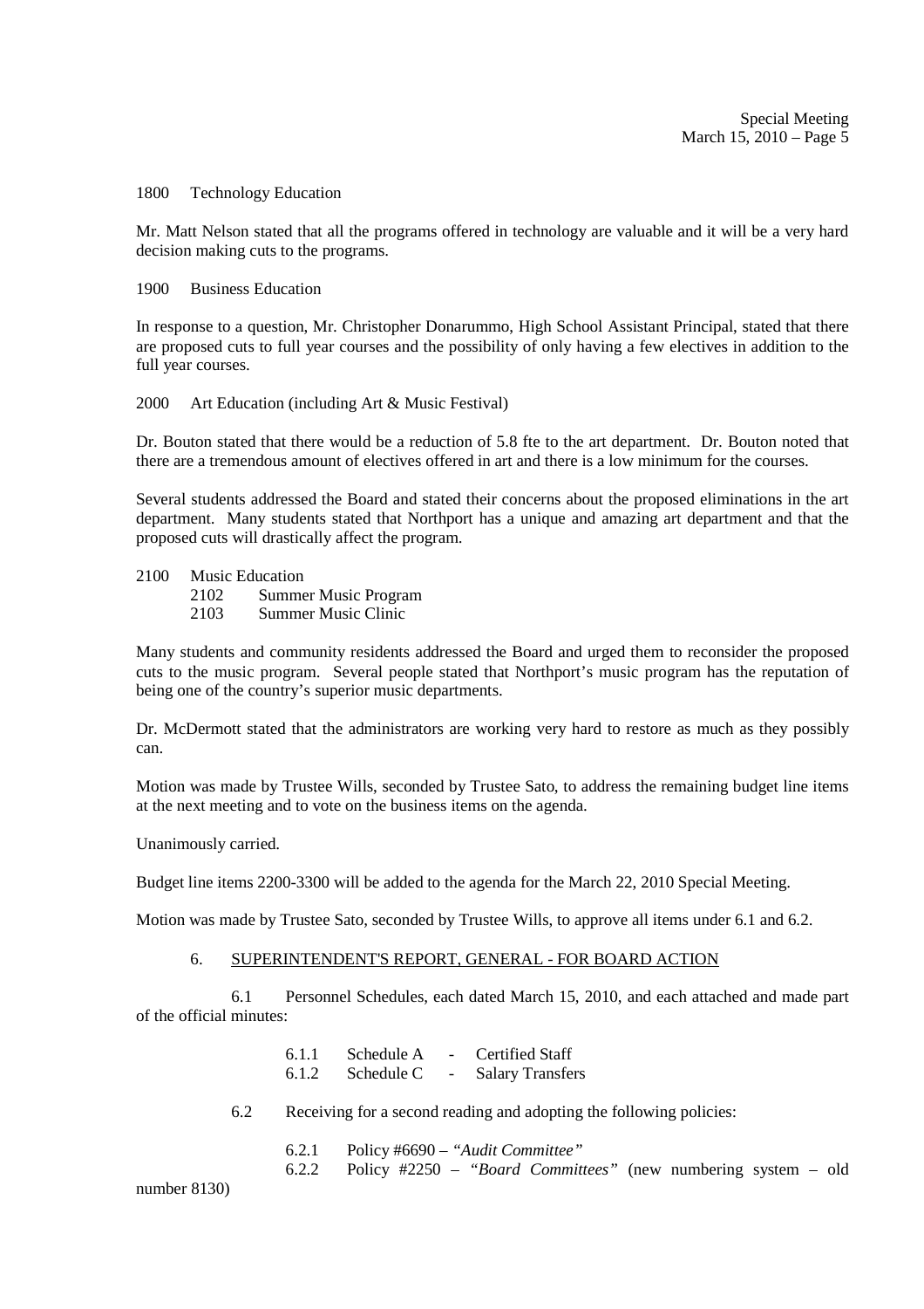1800 Technology Education

Mr. Matt Nelson stated that all the programs offered in technology are valuable and it will be a very hard decision making cuts to the programs.

1900 Business Education

In response to a question, Mr. Christopher Donarummo, High School Assistant Principal, stated that there are proposed cuts to full year courses and the possibility of only having a few electives in addition to the full year courses.

2000 Art Education (including Art & Music Festival)

Dr. Bouton stated that there would be a reduction of 5.8 fte to the art department. Dr. Bouton noted that there are a tremendous amount of electives offered in art and there is a low minimum for the courses.

Several students addressed the Board and stated their concerns about the proposed eliminations in the art department. Many students stated that Northport has a unique and amazing art department and that the proposed cuts will drastically affect the program.

2100 Music Education
- 2102 Summer Music Program
- 2103 Summer Music Clinic

Many students and community residents addressed the Board and urged them to reconsider the proposed cuts to the music program. Several people stated that Northport's music program has the reputation of being one of the country's superior music departments.

Dr. McDermott stated that the administrators are working very hard to restore as much as they possibly can.

Motion was made by Trustee Wills, seconded by Trustee Sato, to address the remaining budget line items at the next meeting and to vote on the business items on the agenda.

Unanimously carried.

Budget line items 2200-3300 will be added to the agenda for the March 22, 2010 Special Meeting.

Motion was made by Trustee Sato, seconded by Trustee Wills, to approve all items under 6.1 and 6.2.

6. <u>SUPERINTENDENT'S REPORT, GENERAL - FOR BOARD ACTION</u>

6.1 Personnel Schedules, each dated March 15, 2010, and each attached and made part of the official minutes:

- 6.1.1 Schedule A - Certified Staff
- 6.1.2 Schedule C - Salary Transfers

6.2 Receiving for a second reading and adopting the following policies:

- 6.2.1 Policy #6690 – *"Audit Committee"*
- 6.2.2 Policy #2250 – *"Board Committees"* (new numbering system – old number 8130)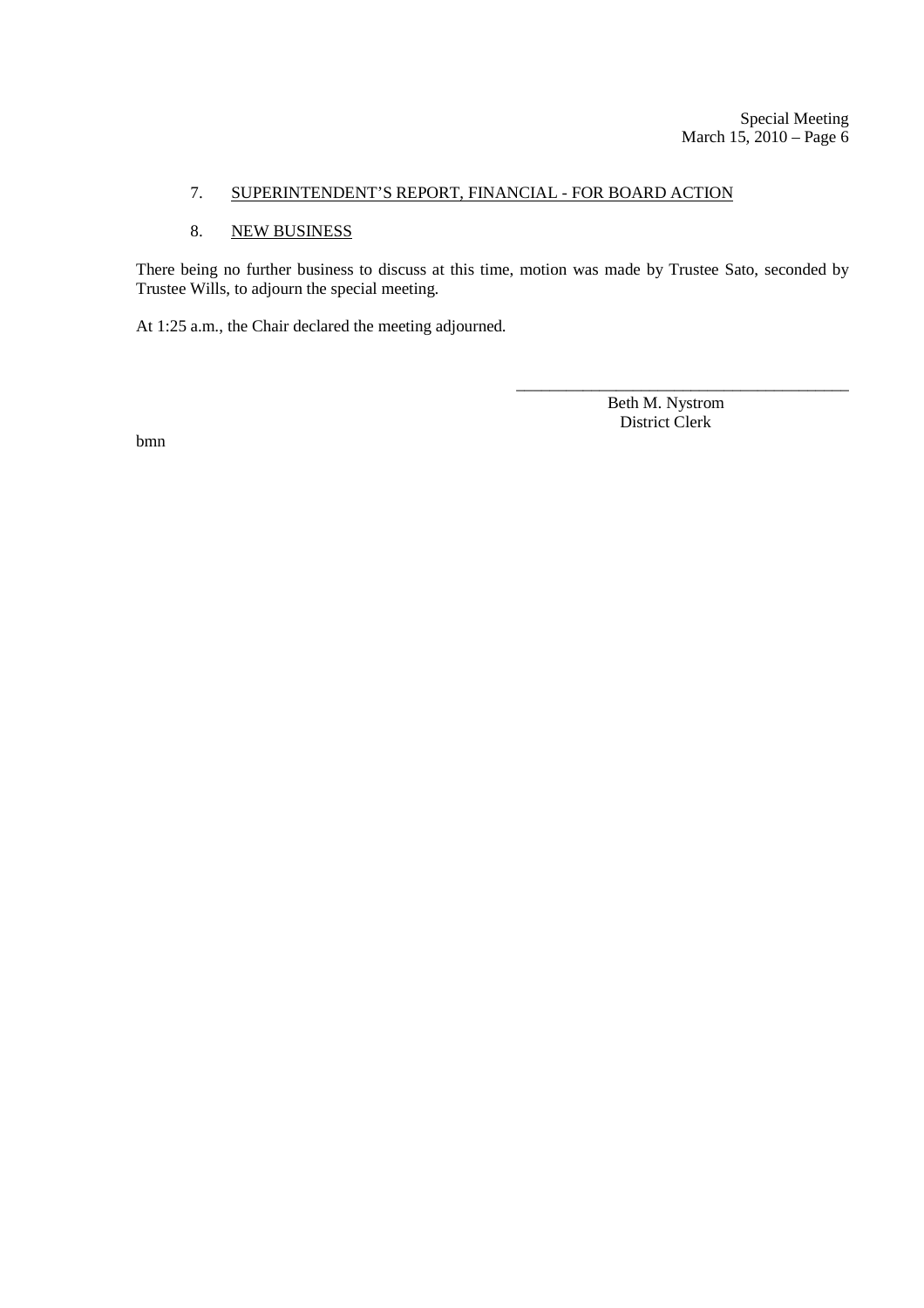7. <u>SUPERINTENDENT'S REPORT, FINANCIAL - FOR BOARD ACTION</u>

8. <u>NEW BUSINESS</u>

There being no further business to discuss at this time, motion was made by Trustee Sato, seconded by Trustee Wills, to adjourn the special meeting.

At 1:25 a.m., the Chair declared the meeting adjourned.

\_\_\_\_\_\_\_\_\_\_\_\_\_\_\_\_\_\_\_\_\_\_\_\_\_\_\_\_\_\_\_\_\_\_\_\_\_\_\_\_

Beth M. Nystrom
District Clerk

bmn